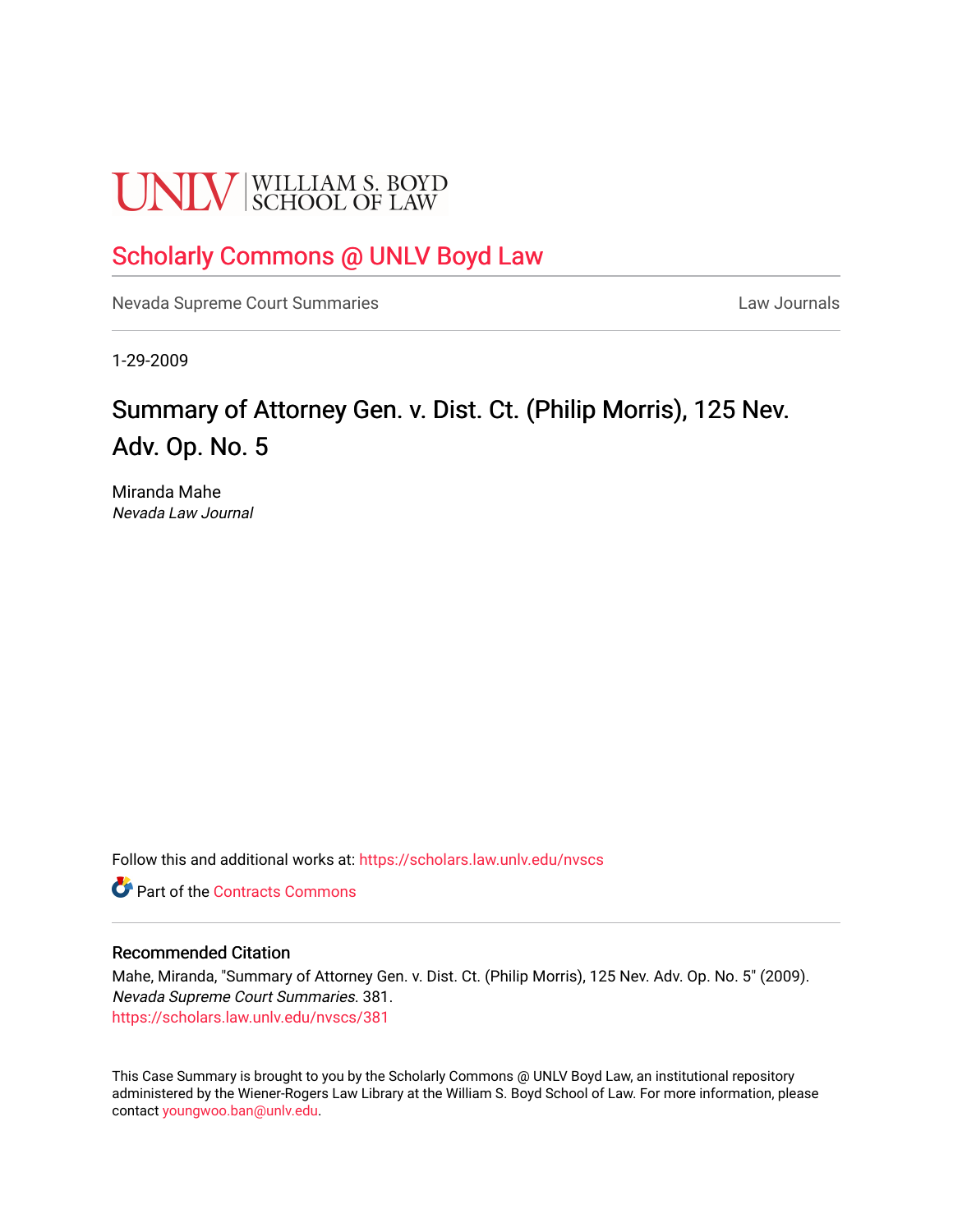UNLV | WILLIAM S. BOYD SCHOOL OF LAW

Scholarly Commons @ UNLV Boyd Law

Nevada Supreme Court Summaries | Law Journals

1-29-2009

# Summary of Attorney Gen. v. Dist. Ct. (Philip Morris), 125 Nev. Adv. Op. No. 5

Miranda Mahe
*Nevada Law Journal*

Follow this and additional works at: https://scholars.law.unlv.edu/nvscs

Part of the Contracts Commons

## Recommended Citation

Mahe, Miranda, "Summary of Attorney Gen. v. Dist. Ct. (Philip Morris), 125 Nev. Adv. Op. No. 5" (2009). *Nevada Supreme Court Summaries*. 381.
https://scholars.law.unlv.edu/nvscs/381

This Case Summary is brought to you by the Scholarly Commons @ UNLV Boyd Law, an institutional repository administered by the Wiener-Rogers Law Library at the William S. Boyd School of Law. For more information, please contact youngwoo.ban@unlv.edu.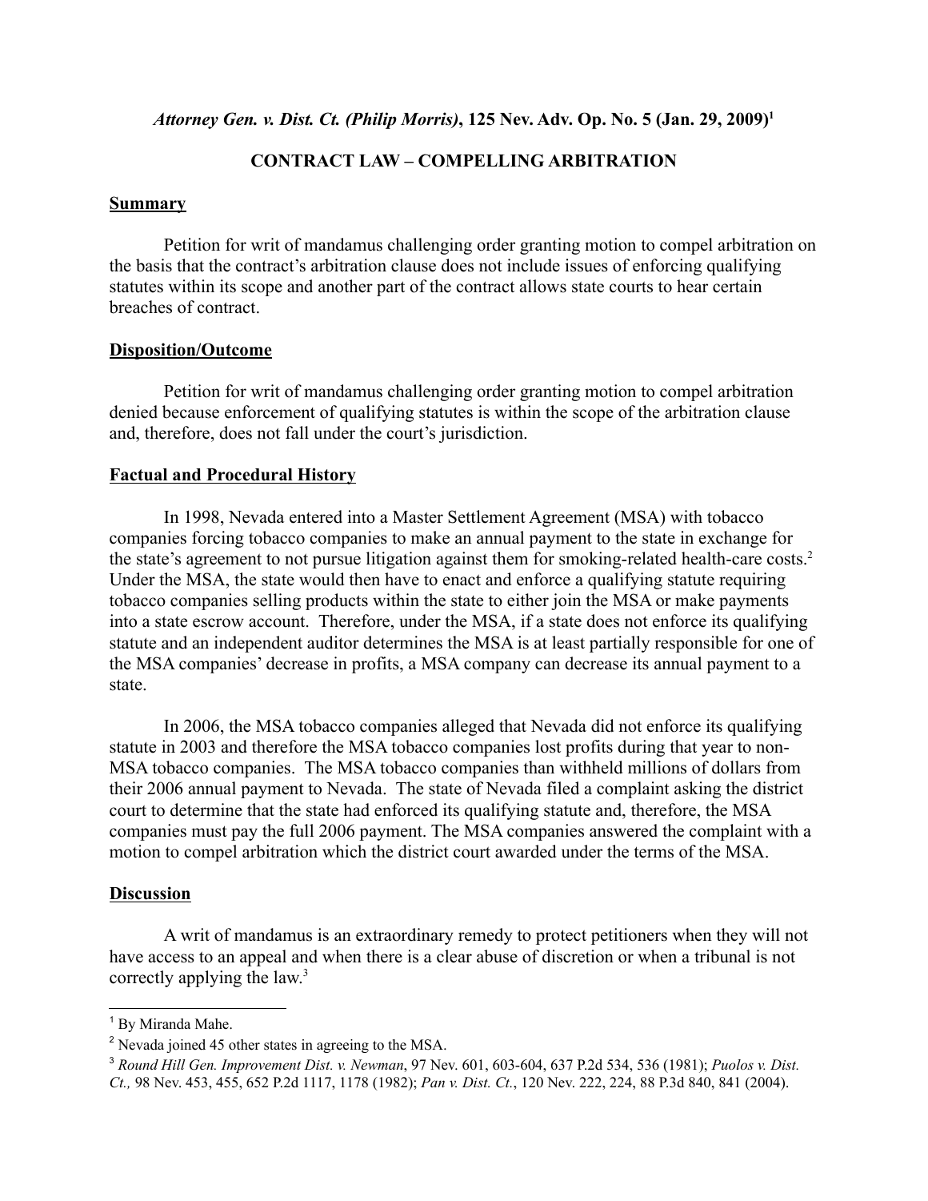*Attorney Gen. v. Dist. Ct. (Philip Morris)*, **125 Nev. Adv. Op. No. 5 (Jan. 29, 2009)**[1]

**CONTRACT LAW – COMPELLING ARBITRATION**

**Summary**

Petition for writ of mandamus challenging order granting motion to compel arbitration on the basis that the contract's arbitration clause does not include issues of enforcing qualifying statutes within its scope and another part of the contract allows state courts to hear certain breaches of contract.

**Disposition/Outcome**

Petition for writ of mandamus challenging order granting motion to compel arbitration denied because enforcement of qualifying statutes is within the scope of the arbitration clause and, therefore, does not fall under the court's jurisdiction.

**Factual and Procedural History**

In 1998, Nevada entered into a Master Settlement Agreement (MSA) with tobacco companies forcing tobacco companies to make an annual payment to the state in exchange for the state's agreement to not pursue litigation against them for smoking-related health-care costs.[2] Under the MSA, the state would then have to enact and enforce a qualifying statute requiring tobacco companies selling products within the state to either join the MSA or make payments into a state escrow account. Therefore, under the MSA, if a state does not enforce its qualifying statute and an independent auditor determines the MSA is at least partially responsible for one of the MSA companies' decrease in profits, a MSA company can decrease its annual payment to a state.

In 2006, the MSA tobacco companies alleged that Nevada did not enforce its qualifying statute in 2003 and therefore the MSA tobacco companies lost profits during that year to non-MSA tobacco companies. The MSA tobacco companies than withheld millions of dollars from their 2006 annual payment to Nevada. The state of Nevada filed a complaint asking the district court to determine that the state had enforced its qualifying statute and, therefore, the MSA companies must pay the full 2006 payment. The MSA companies answered the complaint with a motion to compel arbitration which the district court awarded under the terms of the MSA.

**Discussion**

A writ of mandamus is an extraordinary remedy to protect petitioners when they will not have access to an appeal and when there is a clear abuse of discretion or when a tribunal is not correctly applying the law.[3]

---

[1] By Miranda Mahe.

[2] Nevada joined 45 other states in agreeing to the MSA.

[3] *Round Hill Gen. Improvement Dist. v. Newman*, 97 Nev. 601, 603-604, 637 P.2d 534, 536 (1981); *Puolos v. Dist. Ct.,* 98 Nev. 453, 455, 652 P.2d 1117, 1178 (1982); *Pan v. Dist. Ct.*, 120 Nev. 222, 224, 88 P.3d 840, 841 (2004).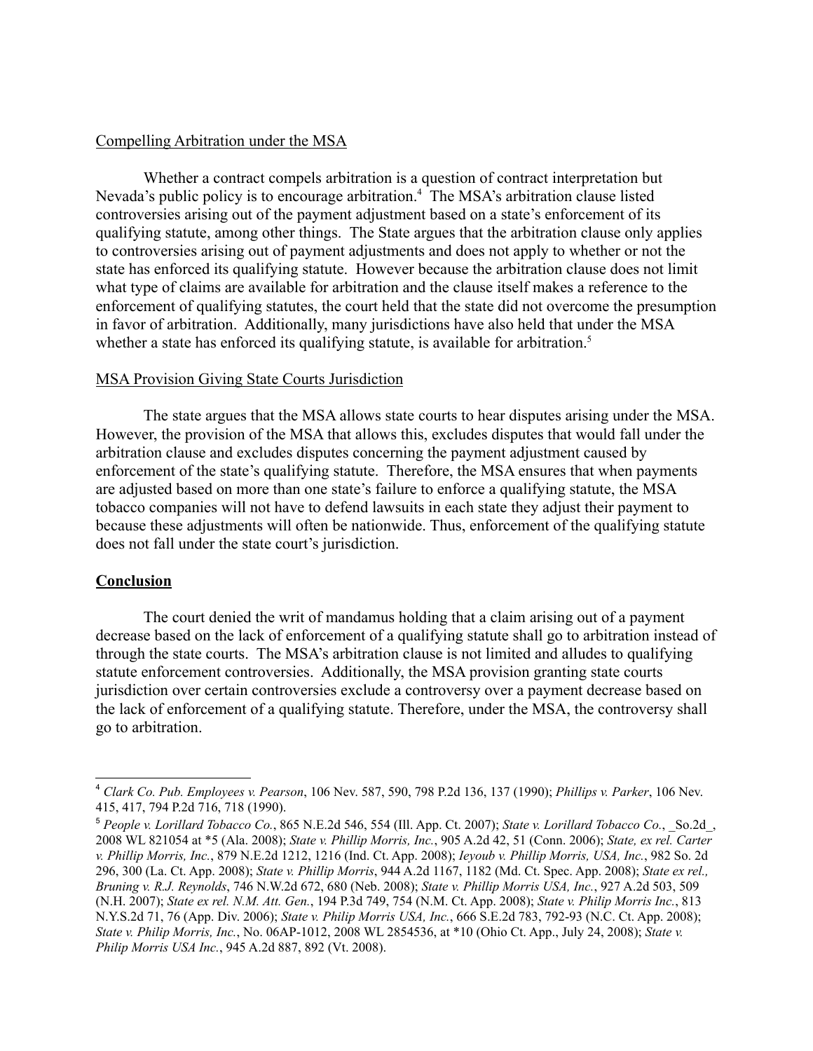Compelling Arbitration under the MSA

Whether a contract compels arbitration is a question of contract interpretation but Nevada's public policy is to encourage arbitration.[4] The MSA's arbitration clause listed controversies arising out of the payment adjustment based on a state's enforcement of its qualifying statute, among other things. The State argues that the arbitration clause only applies to controversies arising out of payment adjustments and does not apply to whether or not the state has enforced its qualifying statute. However because the arbitration clause does not limit what type of claims are available for arbitration and the clause itself makes a reference to the enforcement of qualifying statutes, the court held that the state did not overcome the presumption in favor of arbitration. Additionally, many jurisdictions have also held that under the MSA whether a state has enforced its qualifying statute, is available for arbitration.[5]

MSA Provision Giving State Courts Jurisdiction

The state argues that the MSA allows state courts to hear disputes arising under the MSA. However, the provision of the MSA that allows this, excludes disputes that would fall under the arbitration clause and excludes disputes concerning the payment adjustment caused by enforcement of the state's qualifying statute. Therefore, the MSA ensures that when payments are adjusted based on more than one state's failure to enforce a qualifying statute, the MSA tobacco companies will not have to defend lawsuits in each state they adjust their payment to because these adjustments will often be nationwide. Thus, enforcement of the qualifying statute does not fall under the state court's jurisdiction.

**Conclusion**

The court denied the writ of mandamus holding that a claim arising out of a payment decrease based on the lack of enforcement of a qualifying statute shall go to arbitration instead of through the state courts. The MSA's arbitration clause is not limited and alludes to qualifying statute enforcement controversies. Additionally, the MSA provision granting state courts jurisdiction over certain controversies exclude a controversy over a payment decrease based on the lack of enforcement of a qualifying statute. Therefore, under the MSA, the controversy shall go to arbitration.

---

[4] *Clark Co. Pub. Employees v. Pearson*, 106 Nev. 587, 590, 798 P.2d 136, 137 (1990); *Phillips v. Parker*, 106 Nev. 415, 417, 794 P.2d 716, 718 (1990).

[5] *People v. Lorillard Tobacco Co.*, 865 N.E.2d 546, 554 (Ill. App. Ct. 2007); *State v. Lorillard Tobacco Co.*, _So.2d_, 2008 WL 821054 at *5 (Ala. 2008); *State v. Phillip Morris, Inc.*, 905 A.2d 42, 51 (Conn. 2006); *State, ex rel. Carter v. Phillip Morris, Inc.*, 879 N.E.2d 1212, 1216 (Ind. Ct. App. 2008); *Ieyoub v. Phillip Morris, USA, Inc.*, 982 So. 2d 296, 300 (La. Ct. App. 2008); *State v. Phillip Morris*, 944 A.2d 1167, 1182 (Md. Ct. Spec. App. 2008); *State ex rel., Bruning v. R.J. Reynolds*, 746 N.W.2d 672, 680 (Neb. 2008); *State v. Phillip Morris USA, Inc.*, 927 A.2d 503, 509 (N.H. 2007); *State ex rel. N.M. Att. Gen.*, 194 P.3d 749, 754 (N.M. Ct. App. 2008); *State v. Philip Morris Inc.*, 813 N.Y.S.2d 71, 76 (App. Div. 2006); *State v. Philip Morris USA, Inc.*, 666 S.E.2d 783, 792-93 (N.C. Ct. App. 2008); *State v. Philip Morris, Inc.*, No. 06AP-1012, 2008 WL 2854536, at *10 (Ohio Ct. App., July 24, 2008); *State v. Philip Morris USA Inc.*, 945 A.2d 887, 892 (Vt. 2008).